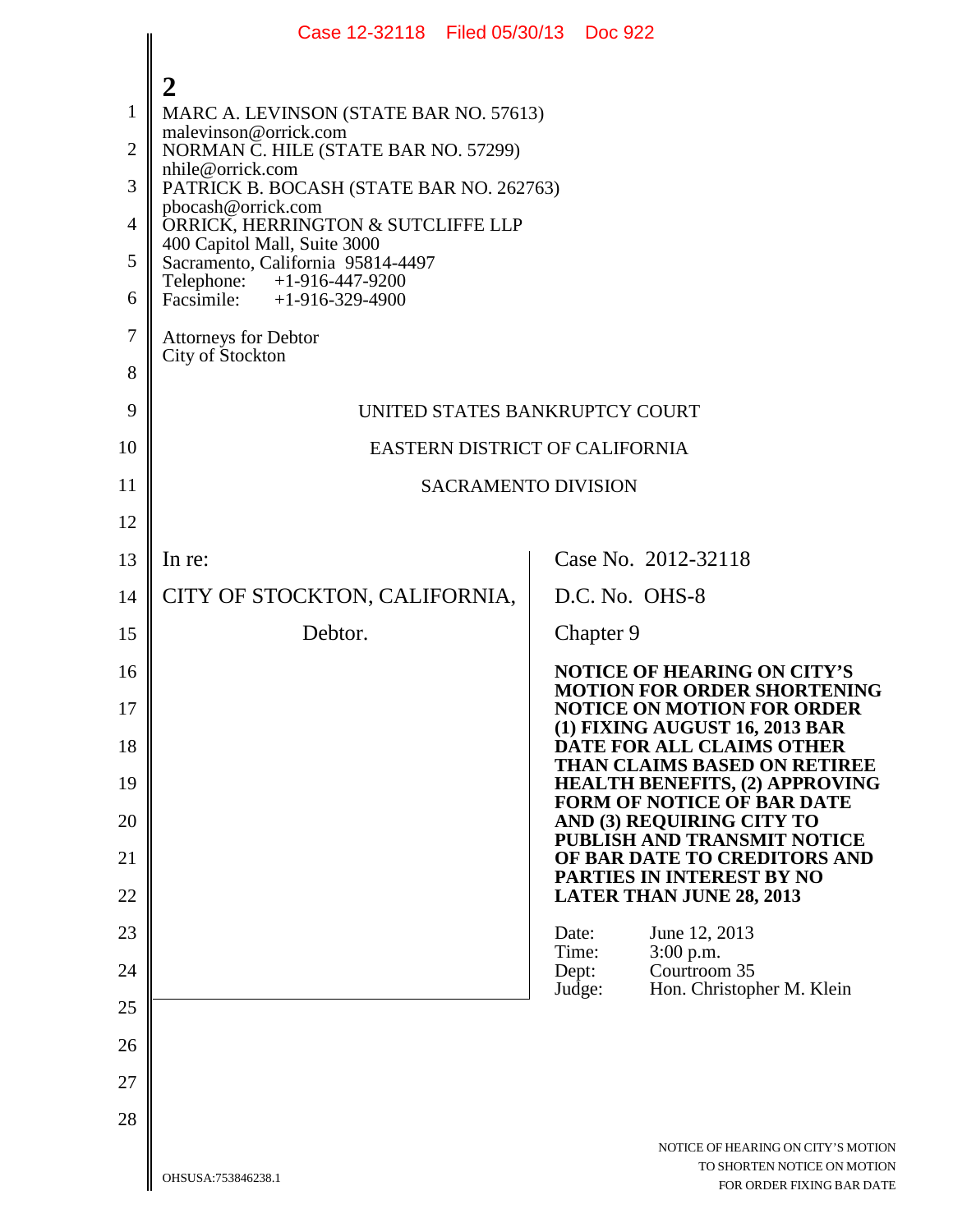2

MARC A. LEVINSON (STATE BAR NO. 57613)
malevinson@orrick.com
NORMAN C. HILE (STATE BAR NO. 57299)
nhile@orrick.com
PATRICK B. BOCASH (STATE BAR NO. 262763)
pbocash@orrick.com
ORRICK, HERRINGTON & SUTCLIFFE LLP
400 Capitol Mall, Suite 3000
Sacramento, California 95814-4497
Telephone: +1-916-447-9200
Facsimile: +1-916-329-4900

Attorneys for Debtor
City of Stockton

UNITED STATES BANKRUPTCY COURT

EASTERN DISTRICT OF CALIFORNIA

SACRAMENTO DIVISION

In re:

CITY OF STOCKTON, CALIFORNIA,

Debtor.

Case No. 2012-32118

D.C. No. OHS-8

Chapter 9

**NOTICE OF HEARING ON CITY'S MOTION FOR ORDER SHORTENING NOTICE ON MOTION FOR ORDER (1) FIXING AUGUST 16, 2013 BAR DATE FOR ALL CLAIMS OTHER THAN CLAIMS BASED ON RETIREE HEALTH BENEFITS, (2) APPROVING FORM OF NOTICE OF BAR DATE AND (3) REQUIRING CITY TO PUBLISH AND TRANSMIT NOTICE OF BAR DATE TO CREDITORS AND PARTIES IN INTEREST BY NO LATER THAN JUNE 28, 2013**

Date: June 12, 2013
Time: 3:00 p.m.
Dept: Courtroom 35
Judge: Hon. Christopher M. Klein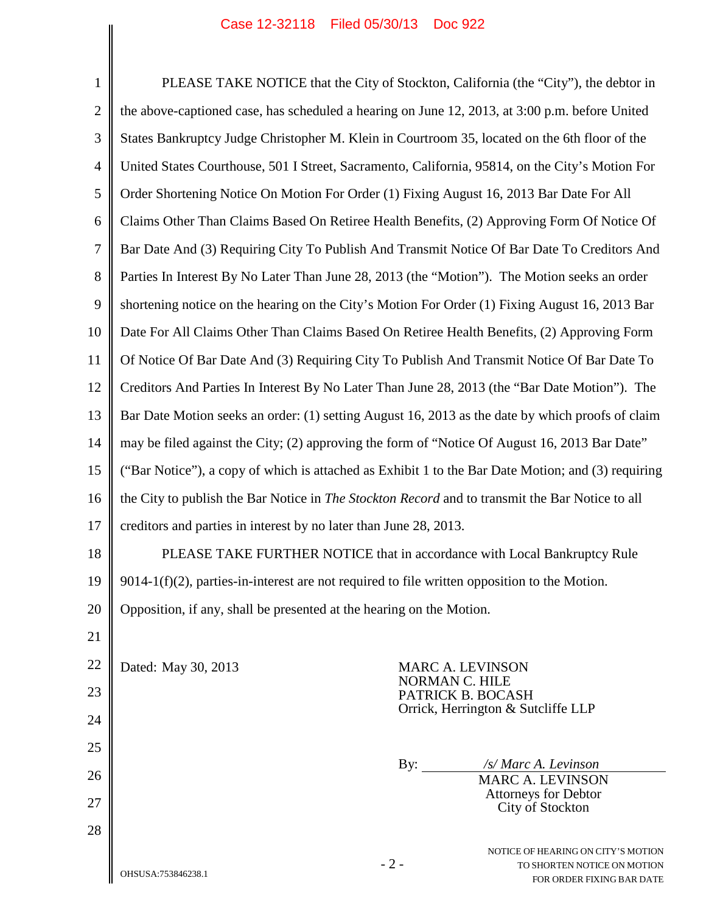PLEASE TAKE NOTICE that the City of Stockton, California (the "City"), the debtor in the above-captioned case, has scheduled a hearing on June 12, 2013, at 3:00 p.m. before United States Bankruptcy Judge Christopher M. Klein in Courtroom 35, located on the 6th floor of the United States Courthouse, 501 I Street, Sacramento, California, 95814, on the City's Motion For Order Shortening Notice On Motion For Order (1) Fixing August 16, 2013 Bar Date For All Claims Other Than Claims Based On Retiree Health Benefits, (2) Approving Form Of Notice Of Bar Date And (3) Requiring City To Publish And Transmit Notice Of Bar Date To Creditors And Parties In Interest By No Later Than June 28, 2013 (the "Motion"). The Motion seeks an order shortening notice on the hearing on the City's Motion For Order (1) Fixing August 16, 2013 Bar Date For All Claims Other Than Claims Based On Retiree Health Benefits, (2) Approving Form Of Notice Of Bar Date And (3) Requiring City To Publish And Transmit Notice Of Bar Date To Creditors And Parties In Interest By No Later Than June 28, 2013 (the "Bar Date Motion"). The Bar Date Motion seeks an order: (1) setting August 16, 2013 as the date by which proofs of claim may be filed against the City; (2) approving the form of "Notice Of August 16, 2013 Bar Date" ("Bar Notice"), a copy of which is attached as Exhibit 1 to the Bar Date Motion; and (3) requiring the City to publish the Bar Notice in *The Stockton Record* and to transmit the Bar Notice to all creditors and parties in interest by no later than June 28, 2013.

PLEASE TAKE FURTHER NOTICE that in accordance with Local Bankruptcy Rule 9014-1(f)(2), parties-in-interest are not required to file written opposition to the Motion. Opposition, if any, shall be presented at the hearing on the Motion.

Dated: May 30, 2013

MARC A. LEVINSON
NORMAN C. HILE
PATRICK B. BOCASH
Orrick, Herrington & Sutcliffe LLP

By: */s/ Marc A. Levinson*
MARC A. LEVINSON
Attorneys for Debtor
City of Stockton